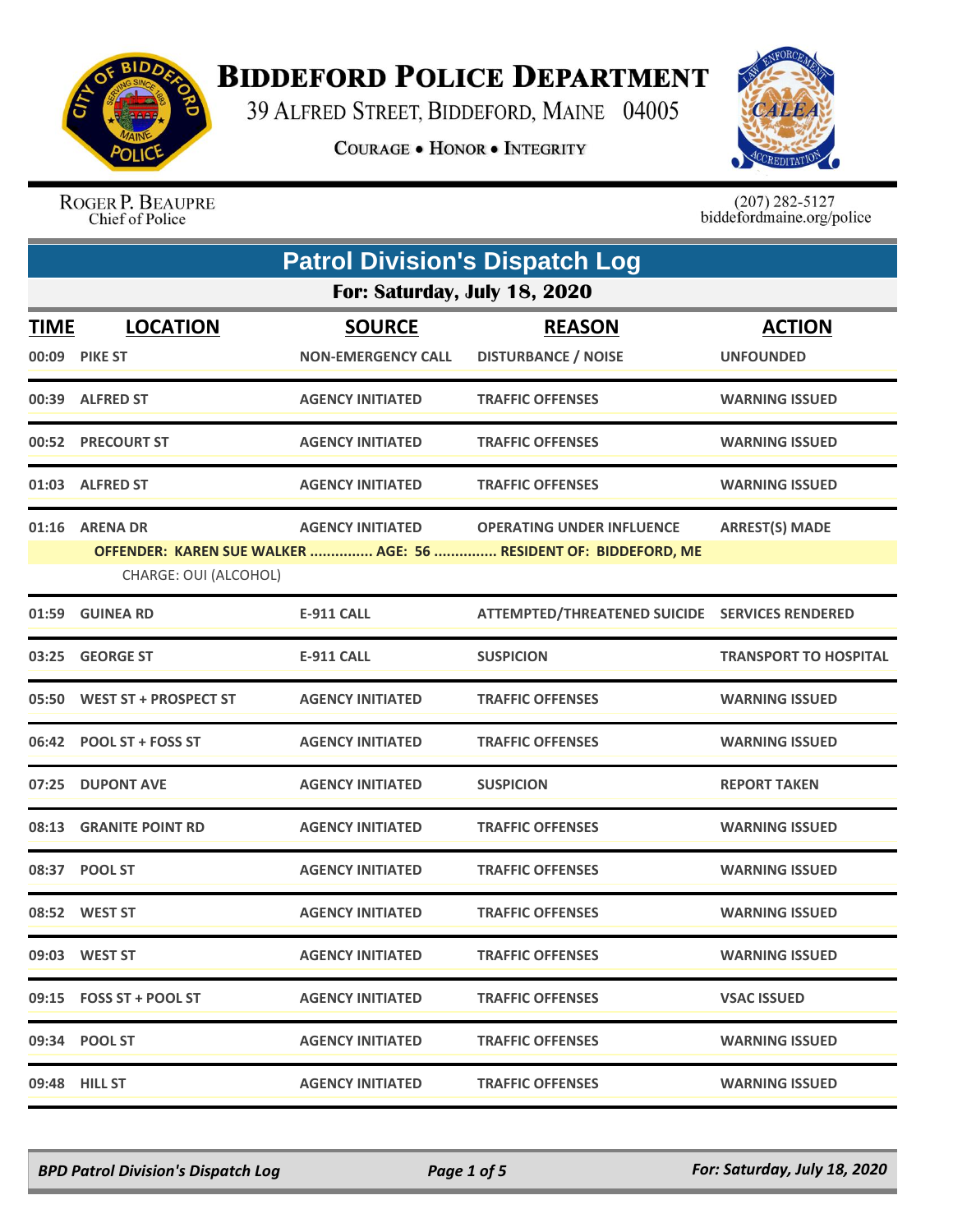# BIDDEFORD POLICE DEPARTMENT

39 ALFRED STREET, BIDDEFORD, MAINE 04005

COURAGE • HONOR • INTEGRITY

ROGER P. BEAUPRE
Chief of Police

(207) 282-5127
biddefordmaine.org/police

## Patrol Division's Dispatch Log

### For: Saturday, July 18, 2020

| TIME | LOCATION | SOURCE | REASON | ACTION |
|---|---|---|---|---|
| 00:09 | PIKE ST | NON-EMERGENCY CALL | DISTURBANCE / NOISE | UNFOUNDED |
| 00:39 | ALFRED ST | AGENCY INITIATED | TRAFFIC OFFENSES | WARNING ISSUED |
| 00:52 | PRECOURT ST | AGENCY INITIATED | TRAFFIC OFFENSES | WARNING ISSUED |
| 01:03 | ALFRED ST | AGENCY INITIATED | TRAFFIC OFFENSES | WARNING ISSUED |
| 01:16 | ARENA DR | AGENCY INITIATED | OPERATING UNDER INFLUENCE | ARREST(S) MADE |
| | OFFENDER: KAREN SUE WALKER ............... AGE: 56 ............... RESIDENT OF: BIDDEFORD, ME | | | |
| | CHARGE: OUI (ALCOHOL) | | | |
| 01:59 | GUINEA RD | E-911 CALL | ATTEMPTED/THREATENED SUICIDE | SERVICES RENDERED |
| 03:25 | GEORGE ST | E-911 CALL | SUSPICION | TRANSPORT TO HOSPITAL |
| 05:50 | WEST ST + PROSPECT ST | AGENCY INITIATED | TRAFFIC OFFENSES | WARNING ISSUED |
| 06:42 | POOL ST + FOSS ST | AGENCY INITIATED | TRAFFIC OFFENSES | WARNING ISSUED |
| 07:25 | DUPONT AVE | AGENCY INITIATED | SUSPICION | REPORT TAKEN |
| 08:13 | GRANITE POINT RD | AGENCY INITIATED | TRAFFIC OFFENSES | WARNING ISSUED |
| 08:37 | POOL ST | AGENCY INITIATED | TRAFFIC OFFENSES | WARNING ISSUED |
| 08:52 | WEST ST | AGENCY INITIATED | TRAFFIC OFFENSES | WARNING ISSUED |
| 09:03 | WEST ST | AGENCY INITIATED | TRAFFIC OFFENSES | WARNING ISSUED |
| 09:15 | FOSS ST + POOL ST | AGENCY INITIATED | TRAFFIC OFFENSES | VSAC ISSUED |
| 09:34 | POOL ST | AGENCY INITIATED | TRAFFIC OFFENSES | WARNING ISSUED |
| 09:48 | HILL ST | AGENCY INITIATED | TRAFFIC OFFENSES | WARNING ISSUED |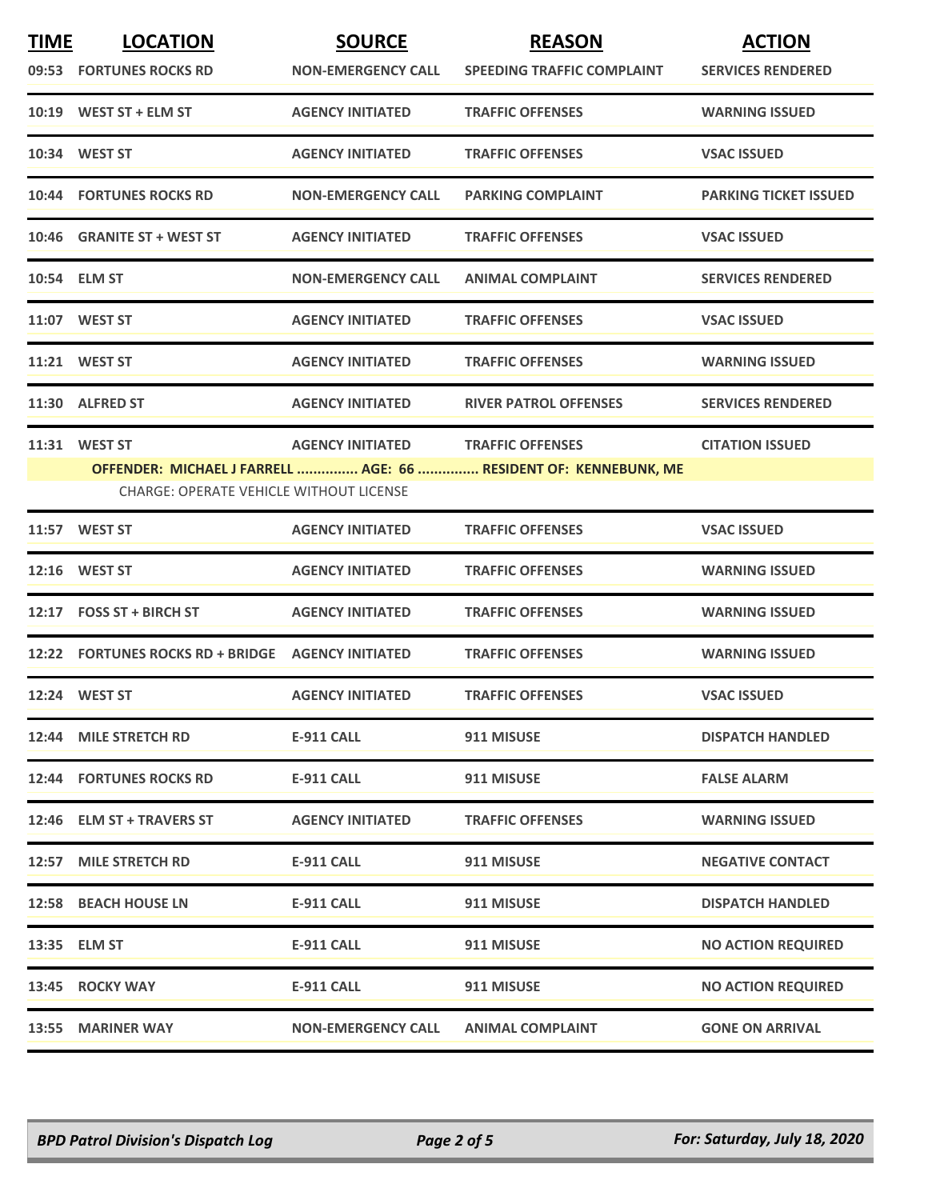| TIME | LOCATION | SOURCE | REASON | ACTION |
|---|---|---|---|---|
| 09:53 | FORTUNES ROCKS RD | NON-EMERGENCY CALL | SPEEDING TRAFFIC COMPLAINT | SERVICES RENDERED |
| 10:19 | WEST ST + ELM ST | AGENCY INITIATED | TRAFFIC OFFENSES | WARNING ISSUED |
| 10:34 | WEST ST | AGENCY INITIATED | TRAFFIC OFFENSES | VSAC ISSUED |
| 10:44 | FORTUNES ROCKS RD | NON-EMERGENCY CALL | PARKING COMPLAINT | PARKING TICKET ISSUED |
| 10:46 | GRANITE ST + WEST ST | AGENCY INITIATED | TRAFFIC OFFENSES | VSAC ISSUED |
| 10:54 | ELM ST | NON-EMERGENCY CALL | ANIMAL COMPLAINT | SERVICES RENDERED |
| 11:07 | WEST ST | AGENCY INITIATED | TRAFFIC OFFENSES | VSAC ISSUED |
| 11:21 | WEST ST | AGENCY INITIATED | TRAFFIC OFFENSES | WARNING ISSUED |
| 11:30 | ALFRED ST | AGENCY INITIATED | RIVER PATROL OFFENSES | SERVICES RENDERED |
| 11:31 | WEST ST | AGENCY INITIATED | TRAFFIC OFFENSES | CITATION ISSUED |
| | OFFENDER: MICHAEL J FARRELL ............... AGE: 66 ............... RESIDENT OF: KENNEBUNK, ME<br>CHARGE: OPERATE VEHICLE WITHOUT LICENSE | | | |
| 11:57 | WEST ST | AGENCY INITIATED | TRAFFIC OFFENSES | VSAC ISSUED |
| 12:16 | WEST ST | AGENCY INITIATED | TRAFFIC OFFENSES | WARNING ISSUED |
| 12:17 | FOSS ST + BIRCH ST | AGENCY INITIATED | TRAFFIC OFFENSES | WARNING ISSUED |
| 12:22 | FORTUNES ROCKS RD + BRIDGE | AGENCY INITIATED | TRAFFIC OFFENSES | WARNING ISSUED |
| 12:24 | WEST ST | AGENCY INITIATED | TRAFFIC OFFENSES | VSAC ISSUED |
| 12:44 | MILE STRETCH RD | E-911 CALL | 911 MISUSE | DISPATCH HANDLED |
| 12:44 | FORTUNES ROCKS RD | E-911 CALL | 911 MISUSE | FALSE ALARM |
| 12:46 | ELM ST + TRAVERS ST | AGENCY INITIATED | TRAFFIC OFFENSES | WARNING ISSUED |
| 12:57 | MILE STRETCH RD | E-911 CALL | 911 MISUSE | NEGATIVE CONTACT |
| 12:58 | BEACH HOUSE LN | E-911 CALL | 911 MISUSE | DISPATCH HANDLED |
| 13:35 | ELM ST | E-911 CALL | 911 MISUSE | NO ACTION REQUIRED |
| 13:45 | ROCKY WAY | E-911 CALL | 911 MISUSE | NO ACTION REQUIRED |
| 13:55 | MARINER WAY | NON-EMERGENCY CALL | ANIMAL COMPLAINT | GONE ON ARRIVAL |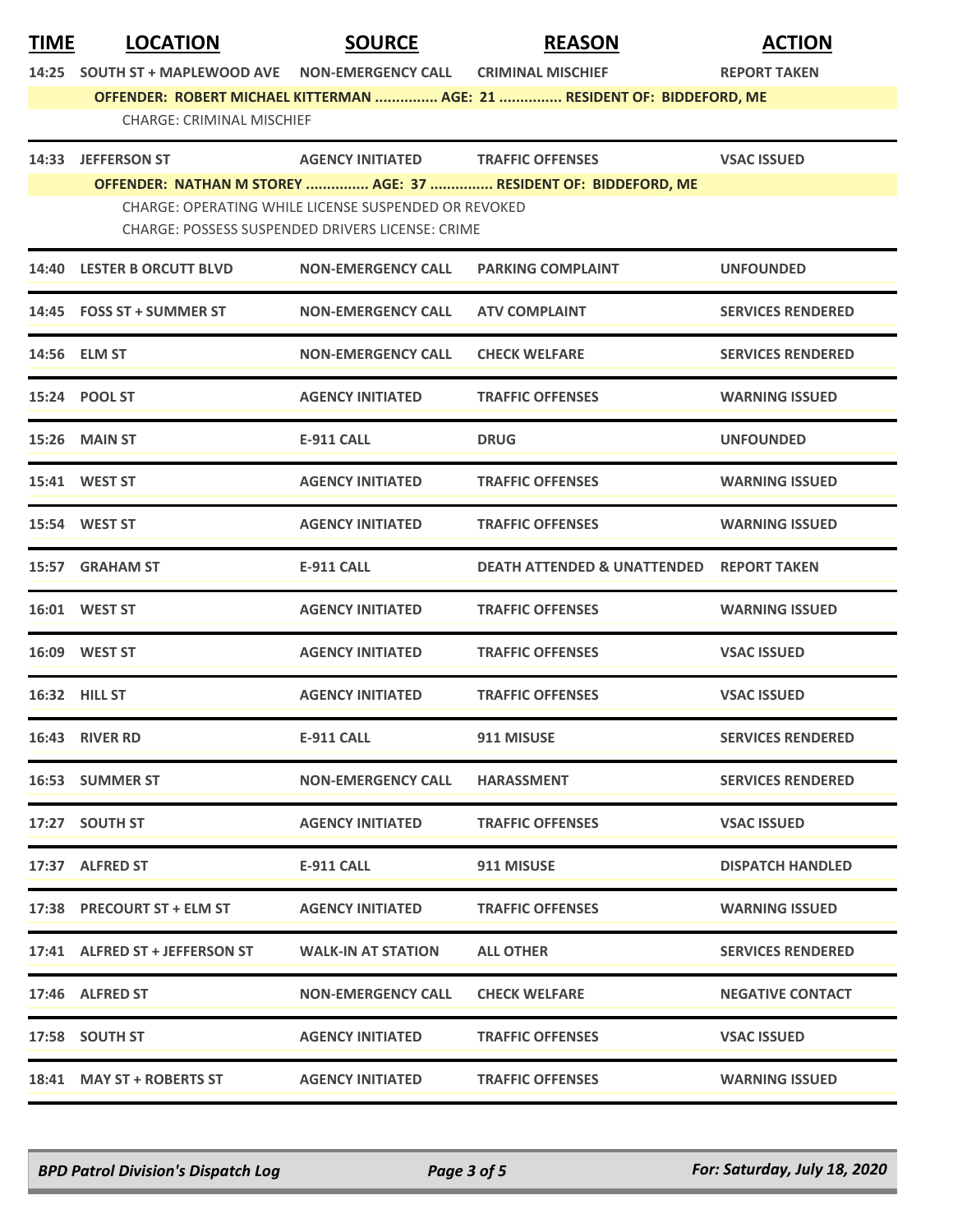| TIME | LOCATION | SOURCE | REASON | ACTION |
|---|---|---|---|---|
| 14:25 | SOUTH ST + MAPLEWOOD AVE | NON-EMERGENCY CALL | CRIMINAL MISCHIEF | REPORT TAKEN |
| | **OFFENDER: ROBERT MICHAEL KITTERMAN ............... AGE: 21 ............... RESIDENT OF: BIDDEFORD, ME** | | | |
| | CHARGE: CRIMINAL MISCHIEF | | | |
| 14:33 | JEFFERSON ST | AGENCY INITIATED | TRAFFIC OFFENSES | VSAC ISSUED |
| | **OFFENDER: NATHAN M STOREY ............... AGE: 37 ............... RESIDENT OF: BIDDEFORD, ME** | | | |
| | CHARGE: OPERATING WHILE LICENSE SUSPENDED OR REVOKED | | | |
| | CHARGE: POSSESS SUSPENDED DRIVERS LICENSE: CRIME | | | |
| 14:40 | LESTER B ORCUTT BLVD | NON-EMERGENCY CALL | PARKING COMPLAINT | UNFOUNDED |
| 14:45 | FOSS ST + SUMMER ST | NON-EMERGENCY CALL | ATV COMPLAINT | SERVICES RENDERED |
| 14:56 | ELM ST | NON-EMERGENCY CALL | CHECK WELFARE | SERVICES RENDERED |
| 15:24 | POOL ST | AGENCY INITIATED | TRAFFIC OFFENSES | WARNING ISSUED |
| 15:26 | MAIN ST | E-911 CALL | DRUG | UNFOUNDED |
| 15:41 | WEST ST | AGENCY INITIATED | TRAFFIC OFFENSES | WARNING ISSUED |
| 15:54 | WEST ST | AGENCY INITIATED | TRAFFIC OFFENSES | WARNING ISSUED |
| 15:57 | GRAHAM ST | E-911 CALL | DEATH ATTENDED & UNATTENDED | REPORT TAKEN |
| 16:01 | WEST ST | AGENCY INITIATED | TRAFFIC OFFENSES | WARNING ISSUED |
| 16:09 | WEST ST | AGENCY INITIATED | TRAFFIC OFFENSES | VSAC ISSUED |
| 16:32 | HILL ST | AGENCY INITIATED | TRAFFIC OFFENSES | VSAC ISSUED |
| 16:43 | RIVER RD | E-911 CALL | 911 MISUSE | SERVICES RENDERED |
| 16:53 | SUMMER ST | NON-EMERGENCY CALL | HARASSMENT | SERVICES RENDERED |
| 17:27 | SOUTH ST | AGENCY INITIATED | TRAFFIC OFFENSES | VSAC ISSUED |
| 17:37 | ALFRED ST | E-911 CALL | 911 MISUSE | DISPATCH HANDLED |
| 17:38 | PRECOURT ST + ELM ST | AGENCY INITIATED | TRAFFIC OFFENSES | WARNING ISSUED |
| 17:41 | ALFRED ST + JEFFERSON ST | WALK-IN AT STATION | ALL OTHER | SERVICES RENDERED |
| 17:46 | ALFRED ST | NON-EMERGENCY CALL | CHECK WELFARE | NEGATIVE CONTACT |
| 17:58 | SOUTH ST | AGENCY INITIATED | TRAFFIC OFFENSES | VSAC ISSUED |
| 18:41 | MAY ST + ROBERTS ST | AGENCY INITIATED | TRAFFIC OFFENSES | WARNING ISSUED |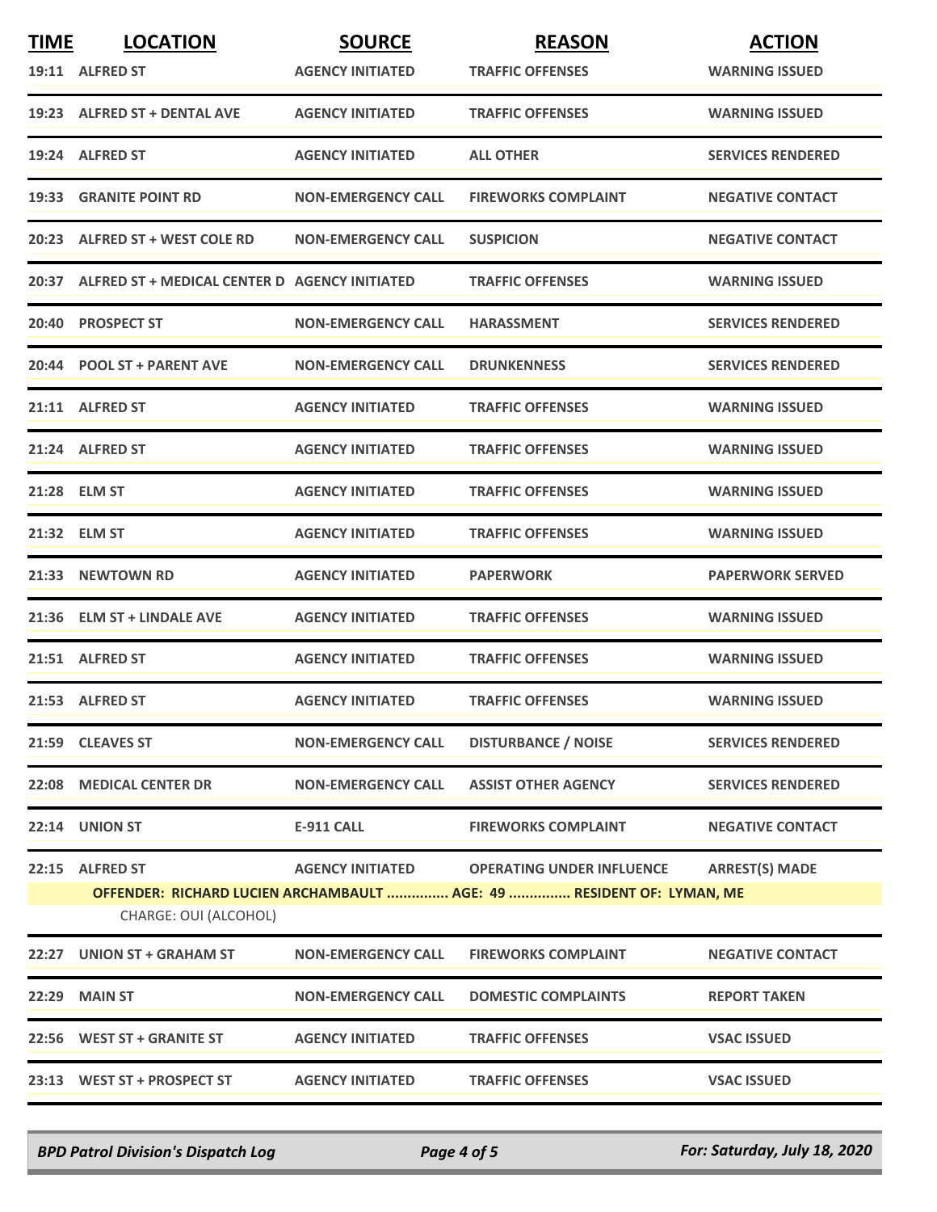| TIME | LOCATION | SOURCE | REASON | ACTION |
|---|---|---|---|---|
| 19:11 | ALFRED ST | AGENCY INITIATED | TRAFFIC OFFENSES | WARNING ISSUED |
| 19:23 | ALFRED ST + DENTAL AVE | AGENCY INITIATED | TRAFFIC OFFENSES | WARNING ISSUED |
| 19:24 | ALFRED ST | AGENCY INITIATED | ALL OTHER | SERVICES RENDERED |
| 19:33 | GRANITE POINT RD | NON-EMERGENCY CALL | FIREWORKS COMPLAINT | NEGATIVE CONTACT |
| 20:23 | ALFRED ST + WEST COLE RD | NON-EMERGENCY CALL | SUSPICION | NEGATIVE CONTACT |
| 20:37 | ALFRED ST + MEDICAL CENTER D | AGENCY INITIATED | TRAFFIC OFFENSES | WARNING ISSUED |
| 20:40 | PROSPECT ST | NON-EMERGENCY CALL | HARASSMENT | SERVICES RENDERED |
| 20:44 | POOL ST + PARENT AVE | NON-EMERGENCY CALL | DRUNKENNESS | SERVICES RENDERED |
| 21:11 | ALFRED ST | AGENCY INITIATED | TRAFFIC OFFENSES | WARNING ISSUED |
| 21:24 | ALFRED ST | AGENCY INITIATED | TRAFFIC OFFENSES | WARNING ISSUED |
| 21:28 | ELM ST | AGENCY INITIATED | TRAFFIC OFFENSES | WARNING ISSUED |
| 21:32 | ELM ST | AGENCY INITIATED | TRAFFIC OFFENSES | WARNING ISSUED |
| 21:33 | NEWTOWN RD | AGENCY INITIATED | PAPERWORK | PAPERWORK SERVED |
| 21:36 | ELM ST + LINDALE AVE | AGENCY INITIATED | TRAFFIC OFFENSES | WARNING ISSUED |
| 21:51 | ALFRED ST | AGENCY INITIATED | TRAFFIC OFFENSES | WARNING ISSUED |
| 21:53 | ALFRED ST | AGENCY INITIATED | TRAFFIC OFFENSES | WARNING ISSUED |
| 21:59 | CLEAVES ST | NON-EMERGENCY CALL | DISTURBANCE / NOISE | SERVICES RENDERED |
| 22:08 | MEDICAL CENTER DR | NON-EMERGENCY CALL | ASSIST OTHER AGENCY | SERVICES RENDERED |
| 22:14 | UNION ST | E-911 CALL | FIREWORKS COMPLAINT | NEGATIVE CONTACT |
| 22:15 | ALFRED ST | AGENCY INITIATED | OPERATING UNDER INFLUENCE | ARREST(S) MADE |
| | OFFENDER: RICHARD LUCIEN ARCHAMBAULT ............... AGE: 49 ............... RESIDENT OF: LYMAN, ME | | | |
| | CHARGE: OUI (ALCOHOL) | | | |
| 22:27 | UNION ST + GRAHAM ST | NON-EMERGENCY CALL | FIREWORKS COMPLAINT | NEGATIVE CONTACT |
| 22:29 | MAIN ST | NON-EMERGENCY CALL | DOMESTIC COMPLAINTS | REPORT TAKEN |
| 22:56 | WEST ST + GRANITE ST | AGENCY INITIATED | TRAFFIC OFFENSES | VSAC ISSUED |
| 23:13 | WEST ST + PROSPECT ST | AGENCY INITIATED | TRAFFIC OFFENSES | VSAC ISSUED |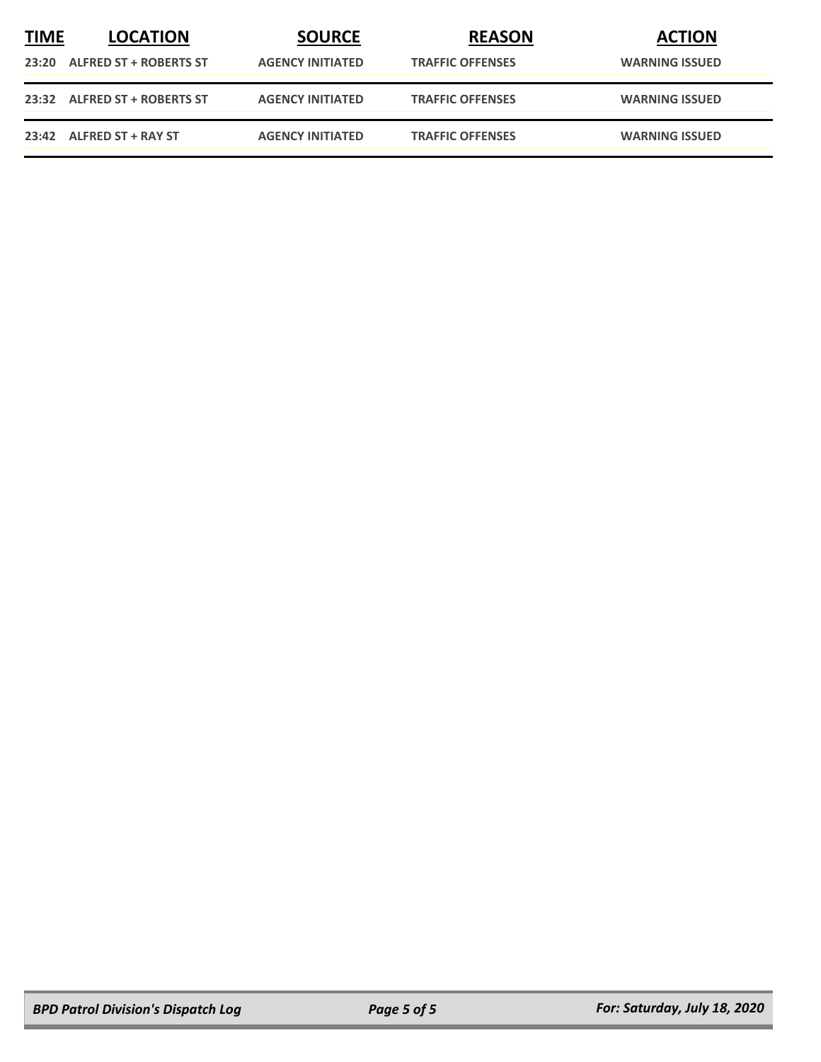| TIME | LOCATION | SOURCE | REASON | ACTION |
|---|---|---|---|---|
| 23:20 | ALFRED ST + ROBERTS ST | AGENCY INITIATED | TRAFFIC OFFENSES | WARNING ISSUED |
| 23:32 | ALFRED ST + ROBERTS ST | AGENCY INITIATED | TRAFFIC OFFENSES | WARNING ISSUED |
| 23:42 | ALFRED ST + RAY ST | AGENCY INITIATED | TRAFFIC OFFENSES | WARNING ISSUED |